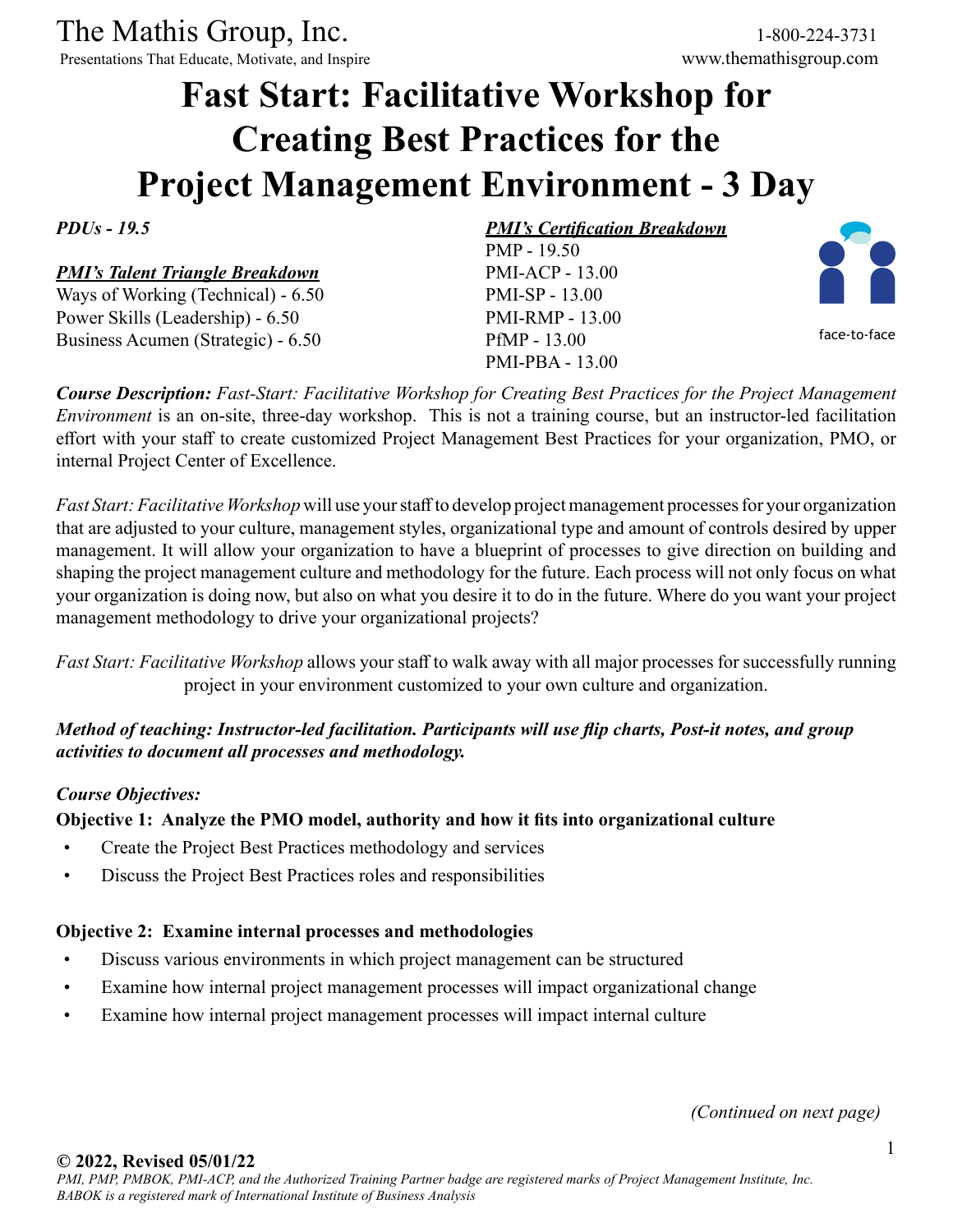The Mathis Group, Inc.
Presentations That Educate, Motivate, and Inspire

1-800-224-3731
www.themathisgroup.com

# Fast Start: Facilitative Workshop for Creating Best Practices for the Project Management Environment - 3 Day

***PDUs - 19.5***

***PMI's Talent Triangle Breakdown***

Ways of Working (Technical) - 6.50
Power Skills (Leadership) - 6.50
Business Acumen (Strategic) - 6.50

***PMI's Certification Breakdown***

PMP - 19.50
PMI-ACP - 13.00
PMI-SP - 13.00
PMI-RMP - 13.00
PfMP - 13.00
PMI-PBA - 13.00

face-to-face

***Course Description:*** *Fast-Start: Facilitative Workshop for Creating Best Practices for the Project Management Environment* is an on-site, three-day workshop. This is not a training course, but an instructor-led facilitation effort with your staff to create customized Project Management Best Practices for your organization, PMO, or internal Project Center of Excellence.

*Fast Start: Facilitative Workshop* will use your staff to develop project management processes for your organization that are adjusted to your culture, management styles, organizational type and amount of controls desired by upper management. It will allow your organization to have a blueprint of processes to give direction on building and shaping the project management culture and methodology for the future. Each process will not only focus on what your organization is doing now, but also on what you desire it to do in the future. Where do you want your project management methodology to drive your organizational projects?

*Fast Start: Facilitative Workshop* allows your staff to walk away with all major processes for successfully running project in your environment customized to your own culture and organization.

***Method of teaching: Instructor-led facilitation. Participants will use flip charts, Post-it notes, and group activities to document all processes and methodology.***

***Course Objectives:***

**Objective 1: Analyze the PMO model, authority and how it fits into organizational culture**

- Create the Project Best Practices methodology and services
- Discuss the Project Best Practices roles and responsibilities

**Objective 2: Examine internal processes and methodologies**

- Discuss various environments in which project management can be structured
- Examine how internal project management processes will impact organizational change
- Examine how internal project management processes will impact internal culture

*(Continued on next page)*

**© 2022, Revised 05/01/22**
*PMI, PMP, PMBOK, PMI-ACP, and the Authorized Training Partner badge are registered marks of Project Management Institute, Inc. BABOK is a registered mark of International Institute of Business Analysis*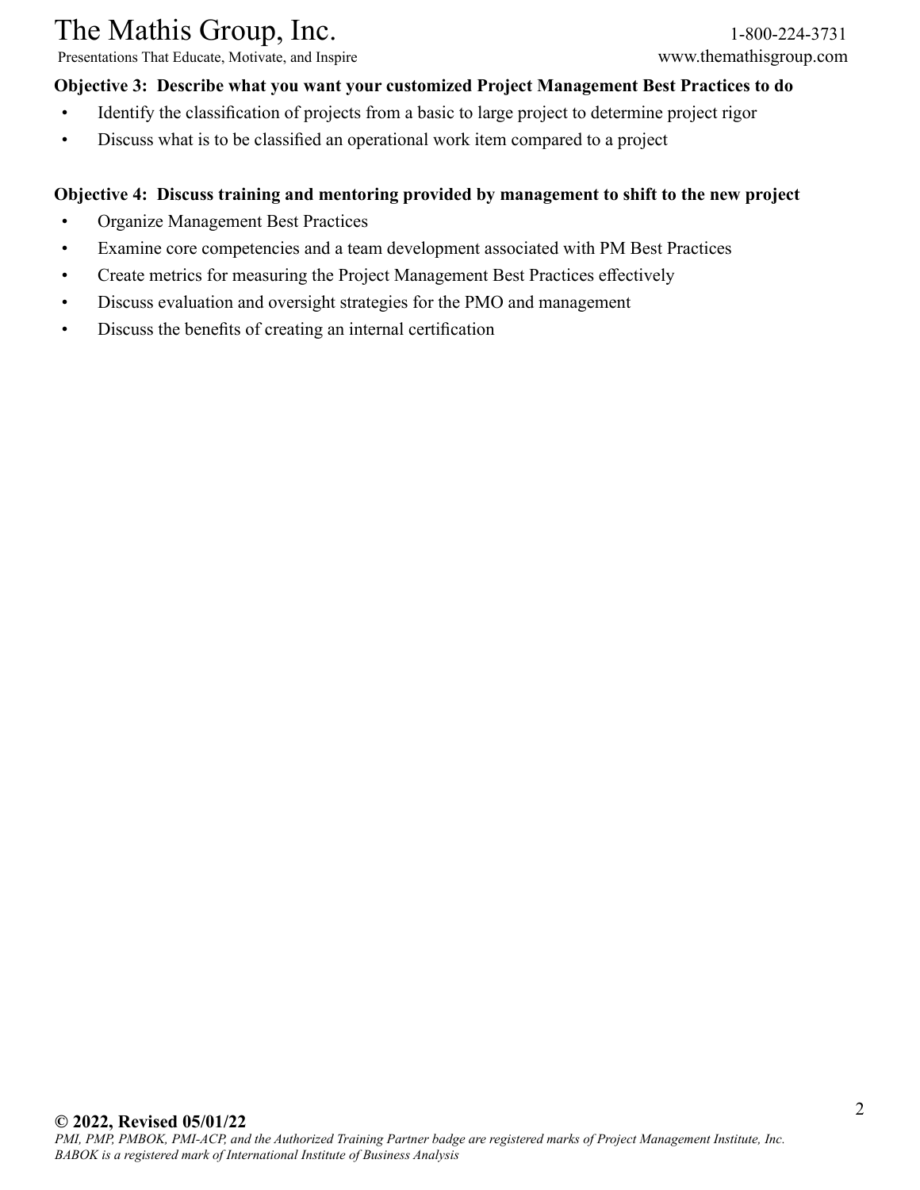**Objective 3: Describe what you want your customized Project Management Best Practices to do**

- Identify the classification of projects from a basic to large project to determine project rigor
- Discuss what is to be classified an operational work item compared to a project

**Objective 4: Discuss training and mentoring provided by management to shift to the new project**

- Organize Management Best Practices
- Examine core competencies and a team development associated with PM Best Practices
- Create metrics for measuring the Project Management Best Practices effectively
- Discuss evaluation and oversight strategies for the PMO and management
- Discuss the benefits of creating an internal certification

**© 2022, Revised 05/01/22**

*PMI, PMP, PMBOK, PMI-ACP, and the Authorized Training Partner badge are registered marks of Project Management Institute, Inc.*
*BABOK is a registered mark of International Institute of Business Analysis*